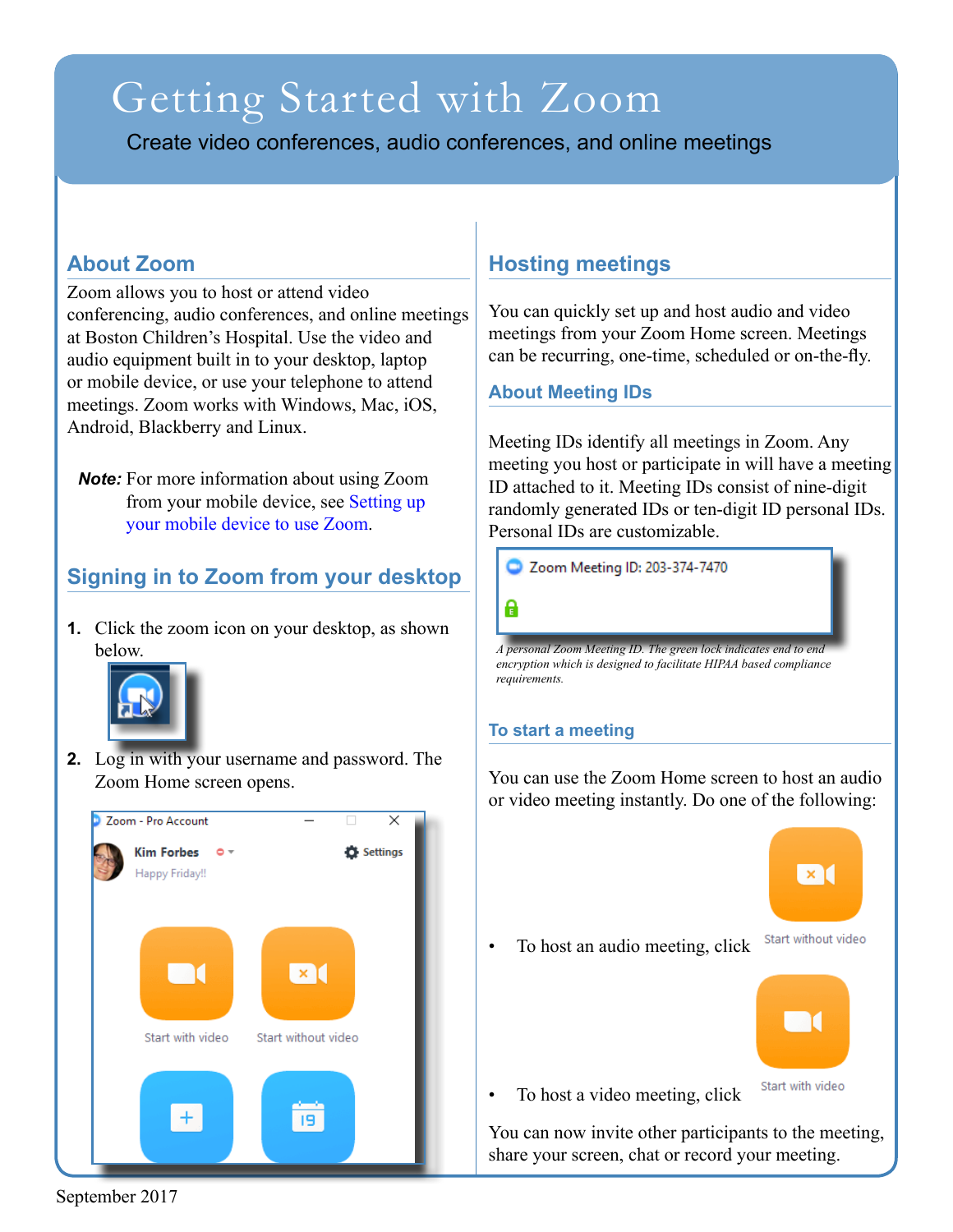# Getting Started with Zoom

Create video conferences, audio conferences, and online meetings

## About Zoom

Zoom allows you to host or attend video conferencing, audio conferences, and online meetings at Boston Children's Hospital. Use the video and audio equipment built in to your desktop, laptop or mobile device, or use your telephone to attend meetings. Zoom works with Windows, Mac, iOS, Android, Blackberry and Linux.

***Note:*** For more information about using Zoom from your mobile device, see Setting up your mobile device to use Zoom.

## Signing in to Zoom from your desktop

1. Click the zoom icon on your desktop, as shown below.
2. Log in with your username and password. The Zoom Home screen opens.

## Hosting meetings

You can quickly set up and host audio and video meetings from your Zoom Home screen. Meetings can be recurring, one-time, scheduled or on-the-fly.

### About Meeting IDs

Meeting IDs identify all meetings in Zoom. Any meeting you host or participate in will have a meeting ID attached to it. Meeting IDs consist of nine-digit randomly generated IDs or ten-digit ID personal IDs. Personal IDs are customizable.

*A personal Zoom Meeting ID. The green lock indicates end to end encryption which is designed to facilitate HIPAA based compliance requirements.*

### To start a meeting

You can use the Zoom Home screen to host an audio or video meeting instantly. Do one of the following:

- To host an audio meeting, click Start without video
- To host a video meeting, click Start with video

You can now invite other participants to the meeting, share your screen, chat or record your meeting.

September 2017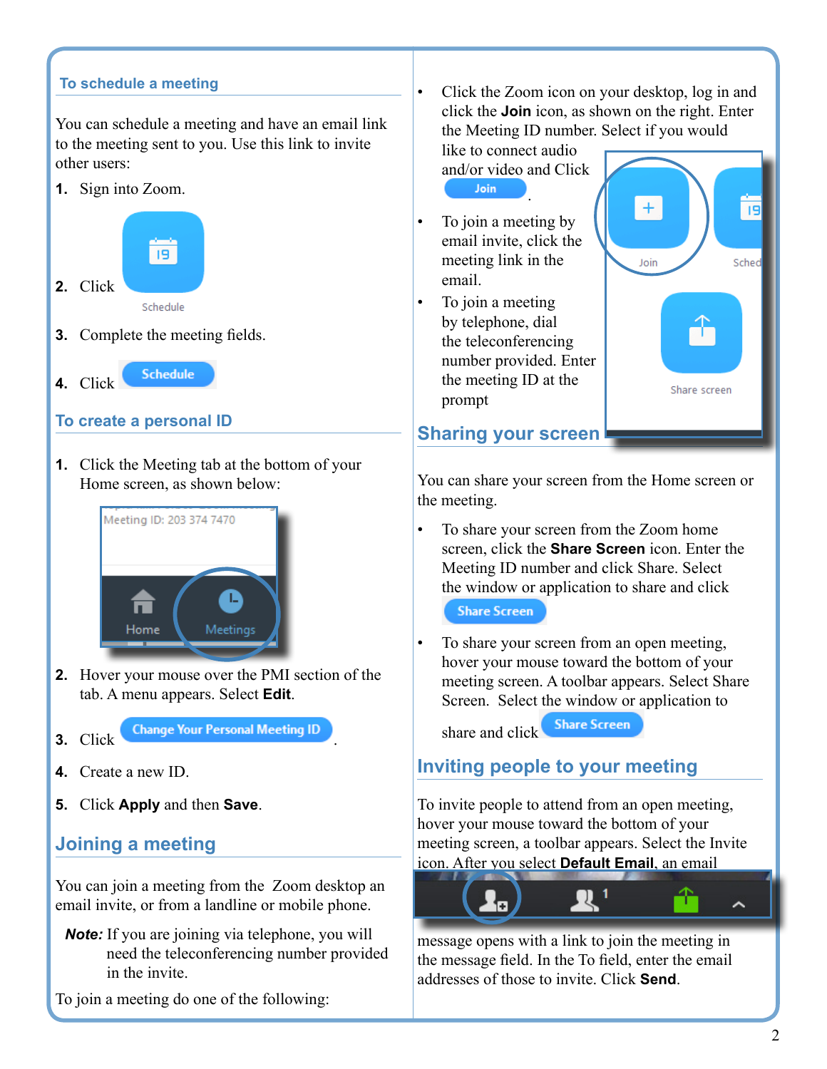## To schedule a meeting

You can schedule a meeting and have an email link to the meeting sent to you. Use this link to invite other users:

1. Sign into Zoom.
2. Click Schedule
3. Complete the meeting fields.
4. Click Schedule

## To create a personal ID

1. Click the Meeting tab at the bottom of your Home screen, as shown below:

Meeting ID: 203 374 7470

Home Meetings

2. Hover your mouse over the PMI section of the tab. A menu appears. Select **Edit**.
3. Click Change Your Personal Meeting ID.
4. Create a new ID.
5. Click **Apply** and then **Save**.

## Joining a meeting

You can join a meeting from the Zoom desktop an email invite, or from a landline or mobile phone.

***Note:*** If you are joining via telephone, you will need the teleconferencing number provided in the invite.

To join a meeting do one of the following:

- Click the Zoom icon on your desktop, log in and click the **Join** icon, as shown on the right. Enter the Meeting ID number. Select if you would like to connect audio and/or video and Click Join.
- To join a meeting by email invite, click the meeting link in the email.
- To join a meeting by telephone, dial the teleconferencing number provided. Enter the meeting ID at the prompt

Join Sched

Share screen

## Sharing your screen

You can share your screen from the Home screen or the meeting.

- To share your screen from the Zoom home screen, click the **Share Screen** icon. Enter the Meeting ID number and click Share. Select the window or application to share and click Share Screen
- To share your screen from an open meeting, hover your mouse toward the bottom of your meeting screen. A toolbar appears. Select Share Screen. Select the window or application to share and click Share Screen

## Inviting people to your meeting

To invite people to attend from an open meeting, hover your mouse toward the bottom of your meeting screen, a toolbar appears. Select the Invite icon. After you select **Default Email**, an email message opens with a link to join the meeting in the message field. In the To field, enter the email addresses of those to invite. Click **Send**.